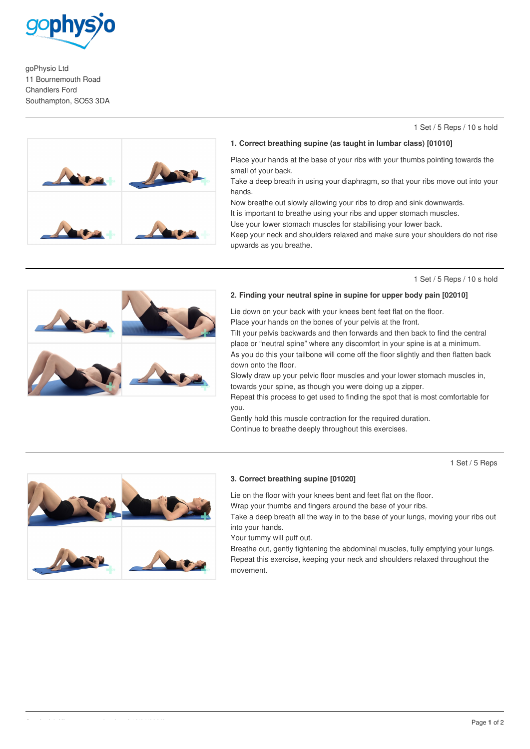goPhysio Ltd
11 Bournemouth Road
Chandlers Ford
Southampton, SO53 3DA

---

1 Set / 5 Reps / 10 s hold

### 1. Correct breathing supine (as taught in lumbar class) [01010]

Place your hands at the base of your ribs with your thumbs pointing towards the small of your back.
Take a deep breath in using your diaphragm, so that your ribs move out into your hands.
Now breathe out slowly allowing your ribs to drop and sink downwards.
It is important to breathe using your ribs and upper stomach muscles.
Use your lower stomach muscles for stabilising your lower back.
Keep your neck and shoulders relaxed and make sure your shoulders do not rise upwards as you breathe.

---

1 Set / 5 Reps / 10 s hold

### 2. Finding your neutral spine in supine for upper body pain [02010]

Lie down on your back with your knees bent feet flat on the floor.
Place your hands on the bones of your pelvis at the front.
Tilt your pelvis backwards and then forwards and then back to find the central place or "neutral spine" where any discomfort in your spine is at a minimum.
As you do this your tailbone will come off the floor slightly and then flatten back down onto the floor.
Slowly draw up your pelvic floor muscles and your lower stomach muscles in, towards your spine, as though you were doing up a zipper.
Repeat this process to get used to finding the spot that is most comfortable for you.
Gently hold this muscle contraction for the required duration.
Continue to breathe deeply throughout this exercises.

---

1 Set / 5 Reps

### 3. Correct breathing supine [01020]

Lie on the floor with your knees bent and feet flat on the floor.
Wrap your thumbs and fingers around the base of your ribs.
Take a deep breath all the way in to the base of your lungs, moving your ribs out into your hands.
Your tummy will puff out.
Breathe out, gently tightening the abdominal muscles, fully emptying your lungs.
Repeat this exercise, keeping your neck and shoulders relaxed throughout the movement.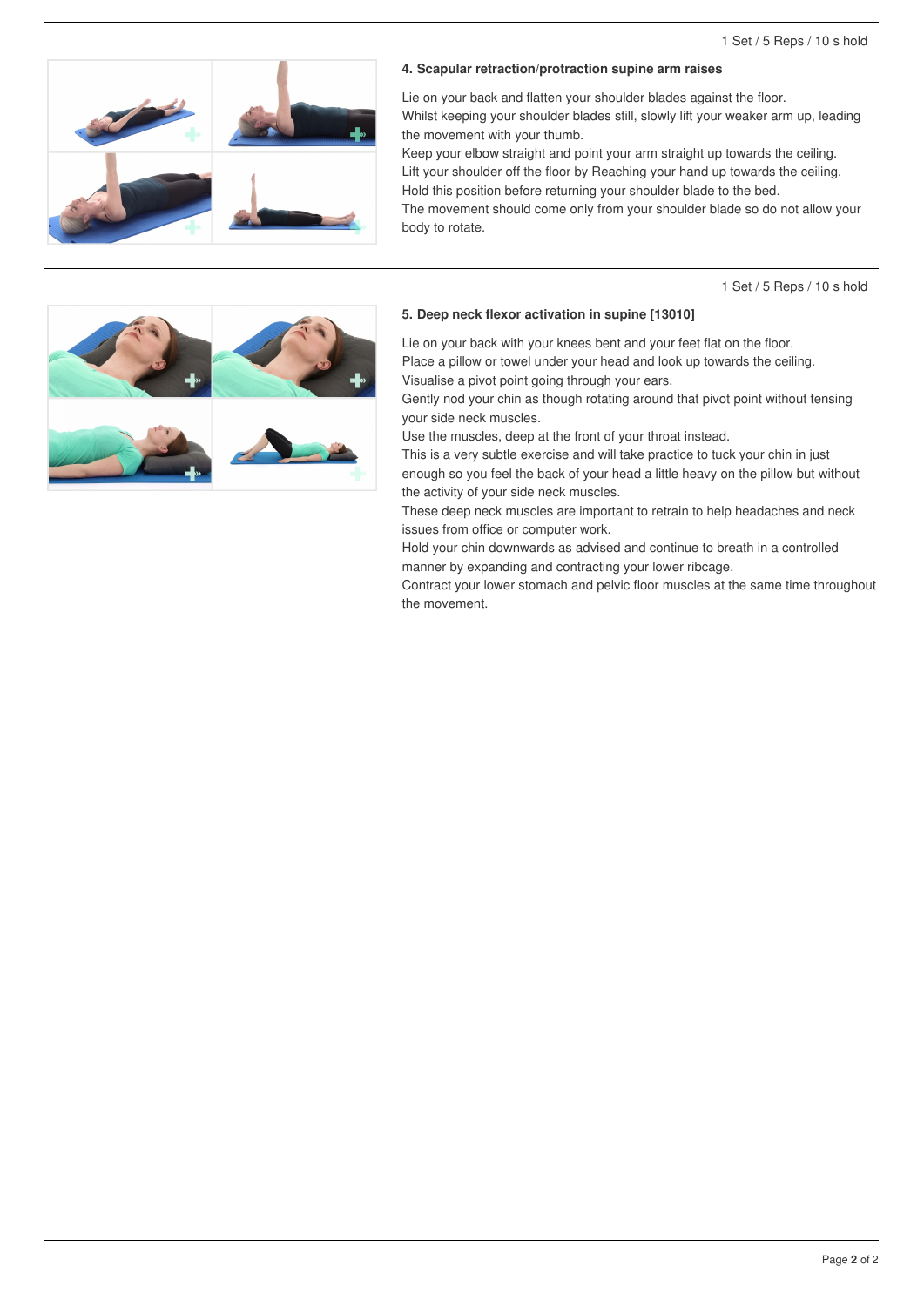1 Set / 5 Reps / 10 s hold

### 4. Scapular retraction/protraction supine arm raises

Lie on your back and flatten your shoulder blades against the floor.
Whilst keeping your shoulder blades still, slowly lift your weaker arm up, leading the movement with your thumb.
Keep your elbow straight and point your arm straight up towards the ceiling.
Lift your shoulder off the floor by Reaching your hand up towards the ceiling.
Hold this position before returning your shoulder blade to the bed.
The movement should come only from your shoulder blade so do not allow your body to rotate.

1 Set / 5 Reps / 10 s hold

### 5. Deep neck flexor activation in supine [13010]

Lie on your back with your knees bent and your feet flat on the floor.
Place a pillow or towel under your head and look up towards the ceiling.
Visualise a pivot point going through your ears.
Gently nod your chin as though rotating around that pivot point without tensing your side neck muscles.
Use the muscles, deep at the front of your throat instead.
This is a very subtle exercise and will take practice to tuck your chin in just enough so you feel the back of your head a little heavy on the pillow but without the activity of your side neck muscles.
These deep neck muscles are important to retrain to help headaches and neck issues from office or computer work.
Hold your chin downwards as advised and continue to breath in a controlled manner by expanding and contracting your lower ribcage.
Contract your lower stomach and pelvic floor muscles at the same time throughout the movement.